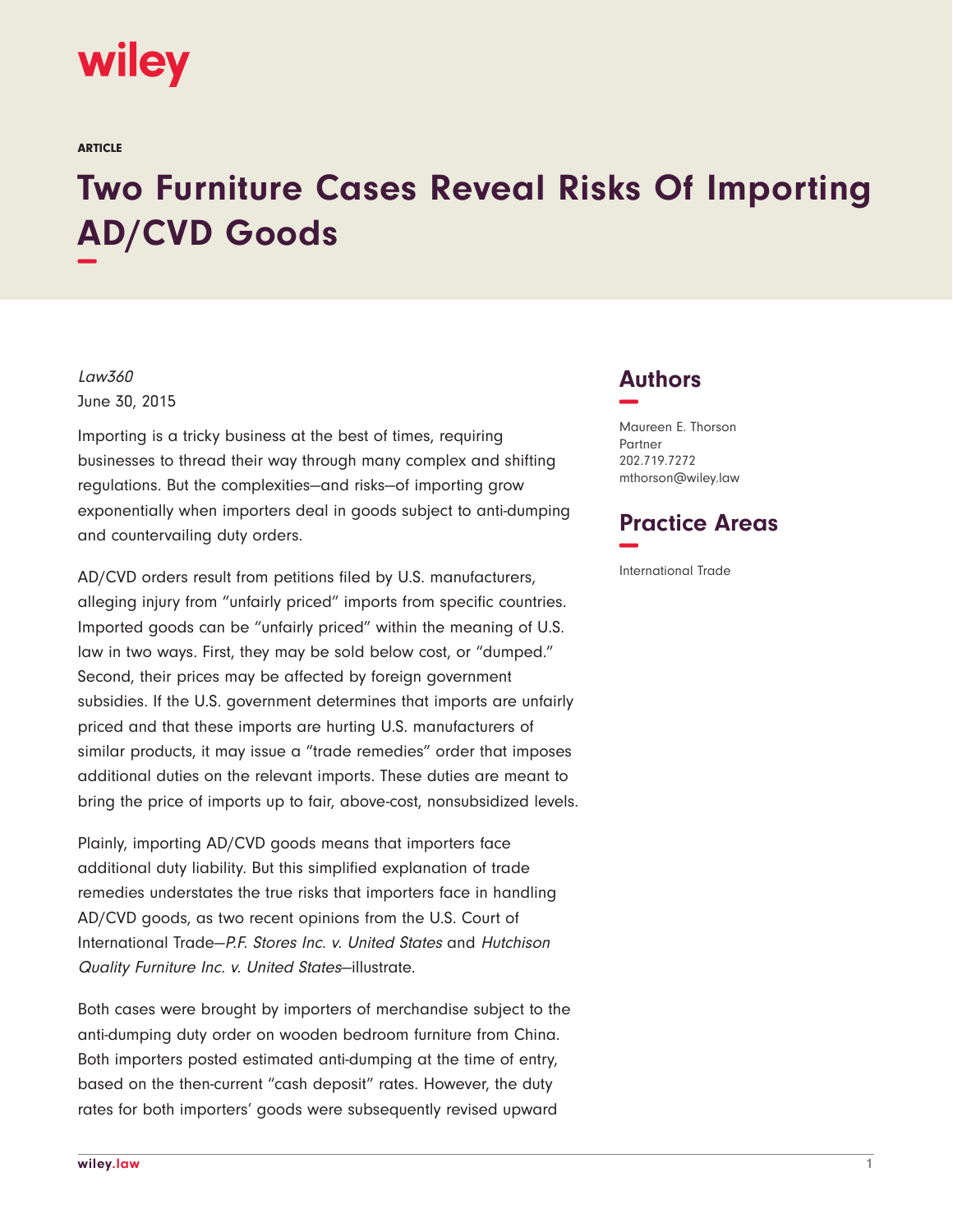wiley

ARTICLE

# Two Furniture Cases Reveal Risks Of Importing AD/CVD Goods

*Law360*
June 30, 2015

Importing is a tricky business at the best of times, requiring businesses to thread their way through many complex and shifting regulations. But the complexities—and risks—of importing grow exponentially when importers deal in goods subject to anti-dumping and countervailing duty orders.

AD/CVD orders result from petitions filed by U.S. manufacturers, alleging injury from "unfairly priced" imports from specific countries. Imported goods can be "unfairly priced" within the meaning of U.S. law in two ways. First, they may be sold below cost, or "dumped." Second, their prices may be affected by foreign government subsidies. If the U.S. government determines that imports are unfairly priced and that these imports are hurting U.S. manufacturers of similar products, it may issue a "trade remedies" order that imposes additional duties on the relevant imports. These duties are meant to bring the price of imports up to fair, above-cost, nonsubsidized levels.

Plainly, importing AD/CVD goods means that importers face additional duty liability. But this simplified explanation of trade remedies understates the true risks that importers face in handling AD/CVD goods, as two recent opinions from the U.S. Court of International Trade—*P.F. Stores Inc. v. United States* and *Hutchison Quality Furniture Inc. v. United States*—illustrate.

Both cases were brought by importers of merchandise subject to the anti-dumping duty order on wooden bedroom furniture from China. Both importers posted estimated anti-dumping at the time of entry, based on the then-current "cash deposit" rates. However, the duty rates for both importers' goods were subsequently revised upward

## Authors

Maureen E. Thorson
Partner
202.719.7272
mthorson@wiley.law

## Practice Areas

International Trade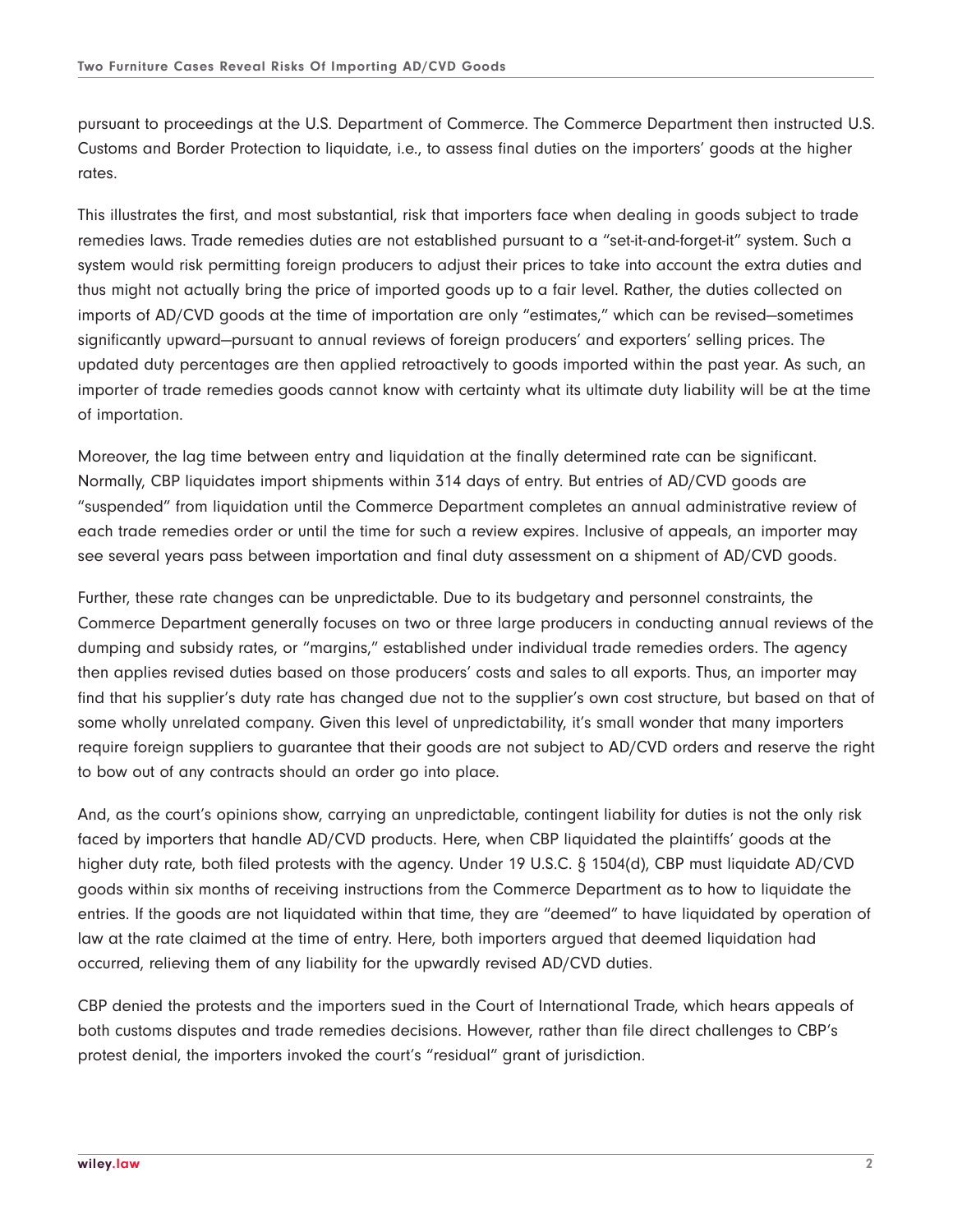pursuant to proceedings at the U.S. Department of Commerce. The Commerce Department then instructed U.S. Customs and Border Protection to liquidate, i.e., to assess final duties on the importers' goods at the higher rates.

This illustrates the first, and most substantial, risk that importers face when dealing in goods subject to trade remedies laws. Trade remedies duties are not established pursuant to a "set-it-and-forget-it" system. Such a system would risk permitting foreign producers to adjust their prices to take into account the extra duties and thus might not actually bring the price of imported goods up to a fair level. Rather, the duties collected on imports of AD/CVD goods at the time of importation are only "estimates," which can be revised—sometimes significantly upward—pursuant to annual reviews of foreign producers' and exporters' selling prices. The updated duty percentages are then applied retroactively to goods imported within the past year. As such, an importer of trade remedies goods cannot know with certainty what its ultimate duty liability will be at the time of importation.

Moreover, the lag time between entry and liquidation at the finally determined rate can be significant. Normally, CBP liquidates import shipments within 314 days of entry. But entries of AD/CVD goods are "suspended" from liquidation until the Commerce Department completes an annual administrative review of each trade remedies order or until the time for such a review expires. Inclusive of appeals, an importer may see several years pass between importation and final duty assessment on a shipment of AD/CVD goods.

Further, these rate changes can be unpredictable. Due to its budgetary and personnel constraints, the Commerce Department generally focuses on two or three large producers in conducting annual reviews of the dumping and subsidy rates, or "margins," established under individual trade remedies orders. The agency then applies revised duties based on those producers' costs and sales to all exports. Thus, an importer may find that his supplier's duty rate has changed due not to the supplier's own cost structure, but based on that of some wholly unrelated company. Given this level of unpredictability, it's small wonder that many importers require foreign suppliers to guarantee that their goods are not subject to AD/CVD orders and reserve the right to bow out of any contracts should an order go into place.

And, as the court's opinions show, carrying an unpredictable, contingent liability for duties is not the only risk faced by importers that handle AD/CVD products. Here, when CBP liquidated the plaintiffs' goods at the higher duty rate, both filed protests with the agency. Under 19 U.S.C. § 1504(d), CBP must liquidate AD/CVD goods within six months of receiving instructions from the Commerce Department as to how to liquidate the entries. If the goods are not liquidated within that time, they are "deemed" to have liquidated by operation of law at the rate claimed at the time of entry. Here, both importers argued that deemed liquidation had occurred, relieving them of any liability for the upwardly revised AD/CVD duties.

CBP denied the protests and the importers sued in the Court of International Trade, which hears appeals of both customs disputes and trade remedies decisions. However, rather than file direct challenges to CBP's protest denial, the importers invoked the court's "residual" grant of jurisdiction.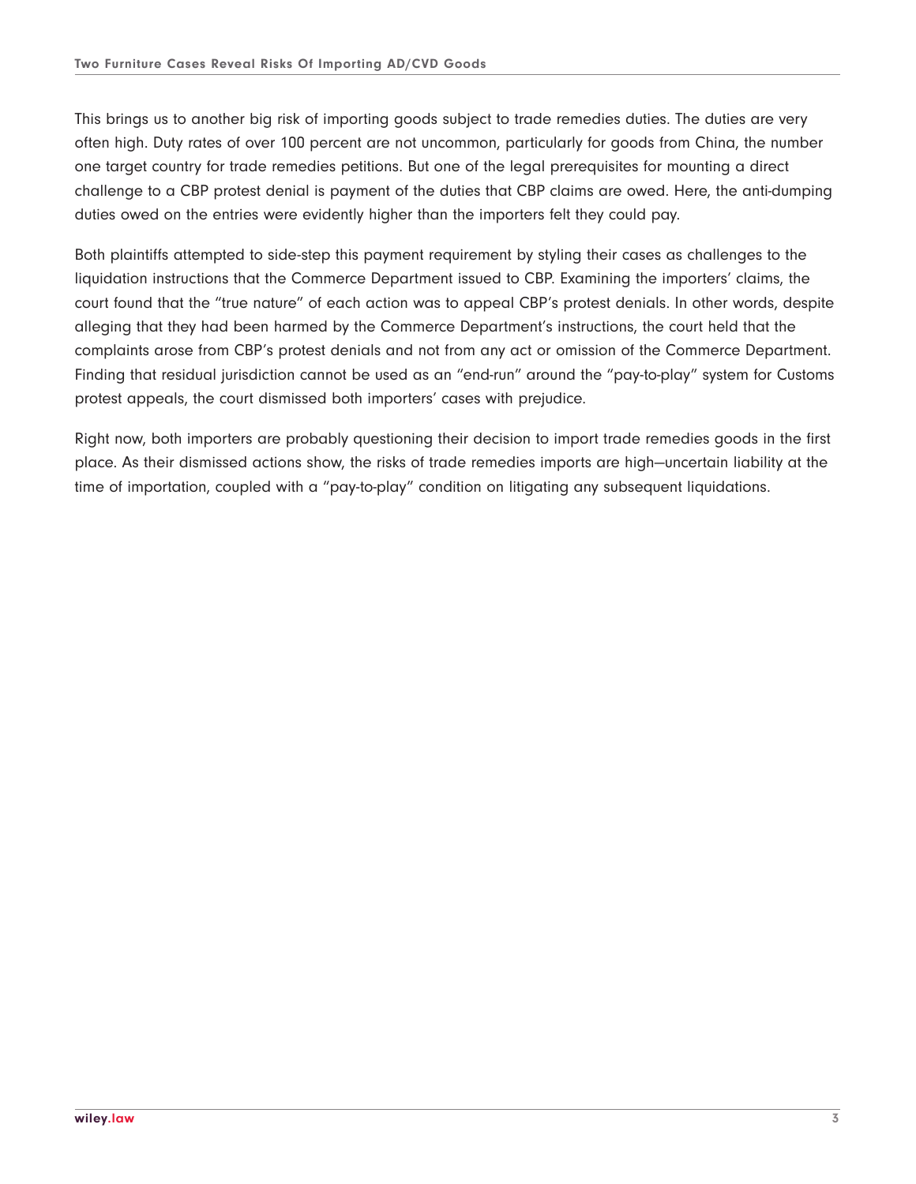This brings us to another big risk of importing goods subject to trade remedies duties. The duties are very often high. Duty rates of over 100 percent are not uncommon, particularly for goods from China, the number one target country for trade remedies petitions. But one of the legal prerequisites for mounting a direct challenge to a CBP protest denial is payment of the duties that CBP claims are owed. Here, the anti-dumping duties owed on the entries were evidently higher than the importers felt they could pay.

Both plaintiffs attempted to side-step this payment requirement by styling their cases as challenges to the liquidation instructions that the Commerce Department issued to CBP. Examining the importers' claims, the court found that the "true nature" of each action was to appeal CBP's protest denials. In other words, despite alleging that they had been harmed by the Commerce Department's instructions, the court held that the complaints arose from CBP's protest denials and not from any act or omission of the Commerce Department. Finding that residual jurisdiction cannot be used as an "end-run" around the "pay-to-play" system for Customs protest appeals, the court dismissed both importers' cases with prejudice.

Right now, both importers are probably questioning their decision to import trade remedies goods in the first place. As their dismissed actions show, the risks of trade remedies imports are high—uncertain liability at the time of importation, coupled with a "pay-to-play" condition on litigating any subsequent liquidations.